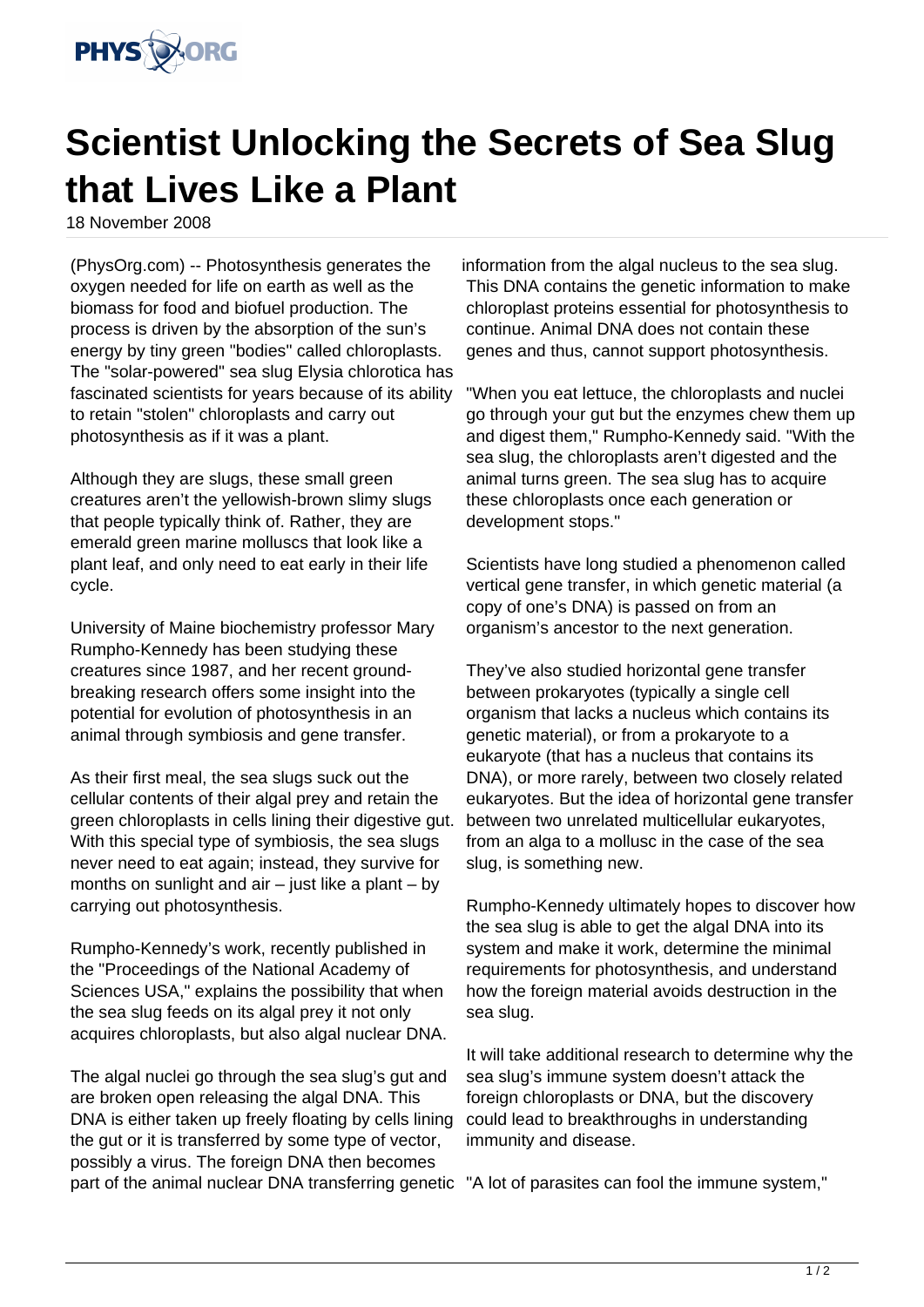# Scientist Unlocking the Secrets of Sea Slug that Lives Like a Plant

18 November 2008

(PhysOrg.com) -- Photosynthesis generates the oxygen needed for life on earth as well as the biomass for food and biofuel production. The process is driven by the absorption of the sun's energy by tiny green "bodies" called chloroplasts. The "solar-powered" sea slug Elysia chlorotica has fascinated scientists for years because of its ability to retain "stolen" chloroplasts and carry out photosynthesis as if it was a plant.

Although they are slugs, these small green creatures aren't the yellowish-brown slimy slugs that people typically think of. Rather, they are emerald green marine molluscs that look like a plant leaf, and only need to eat early in their life cycle.

University of Maine biochemistry professor Mary Rumpho-Kennedy has been studying these creatures since 1987, and her recent ground-breaking research offers some insight into the potential for evolution of photosynthesis in an animal through symbiosis and gene transfer.

As their first meal, the sea slugs suck out the cellular contents of their algal prey and retain the green chloroplasts in cells lining their digestive gut. With this special type of symbiosis, the sea slugs never need to eat again; instead, they survive for months on sunlight and air – just like a plant – by carrying out photosynthesis.

Rumpho-Kennedy's work, recently published in the "Proceedings of the National Academy of Sciences USA," explains the possibility that when the sea slug feeds on its algal prey it not only acquires chloroplasts, but also algal nuclear DNA.

The algal nuclei go through the sea slug's gut and are broken open releasing the algal DNA. This DNA is either taken up freely floating by cells lining the gut or it is transferred by some type of vector, possibly a virus. The foreign DNA then becomes part of the animal nuclear DNA transferring genetic information from the algal nucleus to the sea slug. This DNA contains the genetic information to make chloroplast proteins essential for photosynthesis to continue. Animal DNA does not contain these genes and thus, cannot support photosynthesis.

"When you eat lettuce, the chloroplasts and nuclei go through your gut but the enzymes chew them up and digest them," Rumpho-Kennedy said. "With the sea slug, the chloroplasts aren't digested and the animal turns green. The sea slug has to acquire these chloroplasts once each generation or development stops."

Scientists have long studied a phenomenon called vertical gene transfer, in which genetic material (a copy of one's DNA) is passed on from an organism's ancestor to the next generation.

They've also studied horizontal gene transfer between prokaryotes (typically a single cell organism that lacks a nucleus which contains its genetic material), or from a prokaryote to a eukaryote (that has a nucleus that contains its DNA), or more rarely, between two closely related eukaryotes. But the idea of horizontal gene transfer between two unrelated multicellular eukaryotes, from an alga to a mollusc in the case of the sea slug, is something new.

Rumpho-Kennedy ultimately hopes to discover how the sea slug is able to get the algal DNA into its system and make it work, determine the minimal requirements for photosynthesis, and understand how the foreign material avoids destruction in the sea slug.

It will take additional research to determine why the sea slug's immune system doesn't attack the foreign chloroplasts or DNA, but the discovery could lead to breakthroughs in understanding immunity and disease.

"A lot of parasites can fool the immune system,"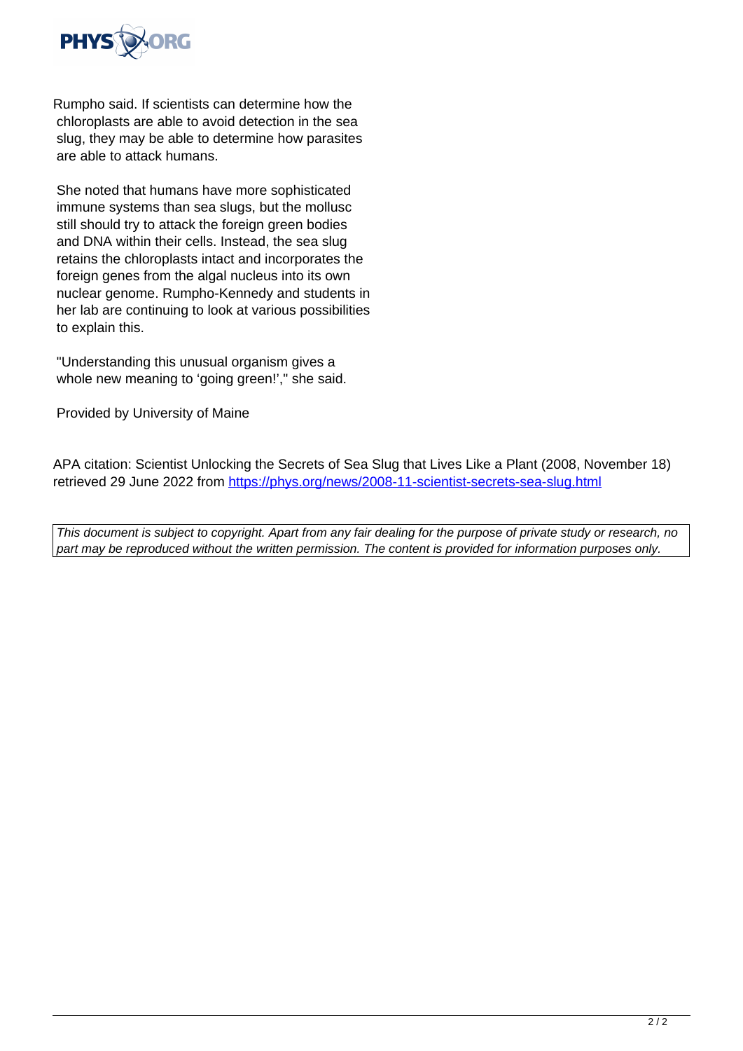Rumpho said. If scientists can determine how the chloroplasts are able to avoid detection in the sea slug, they may be able to determine how parasites are able to attack humans.

She noted that humans have more sophisticated immune systems than sea slugs, but the mollusc still should try to attack the foreign green bodies and DNA within their cells. Instead, the sea slug retains the chloroplasts intact and incorporates the foreign genes from the algal nucleus into its own nuclear genome. Rumpho-Kennedy and students in her lab are continuing to look at various possibilities to explain this.

"Understanding this unusual organism gives a whole new meaning to 'going green!'," she said.

Provided by University of Maine

APA citation: Scientist Unlocking the Secrets of Sea Slug that Lives Like a Plant (2008, November 18) retrieved 29 June 2022 from https://phys.org/news/2008-11-scientist-secrets-sea-slug.html

*This document is subject to copyright. Apart from any fair dealing for the purpose of private study or research, no part may be reproduced without the written permission. The content is provided for information purposes only.*